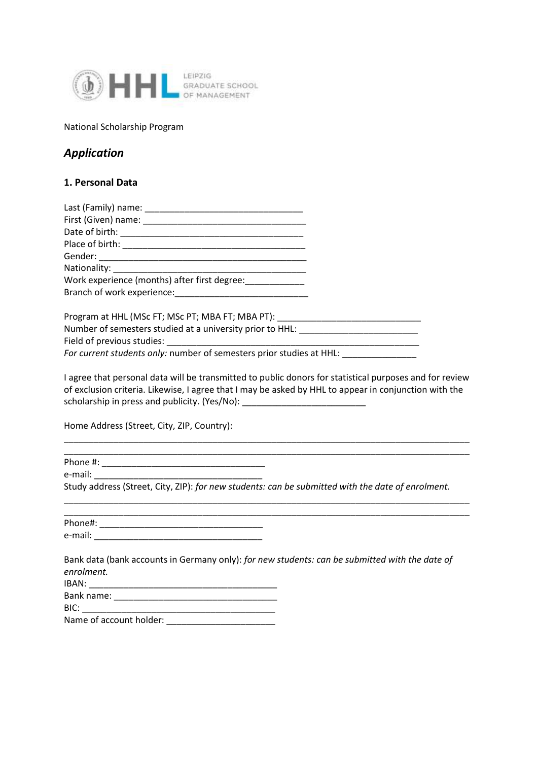HHL LEIPZIG GRADUATE SCHOOL OF MANAGEMENT

National Scholarship Program

## *Application*

### 1. Personal Data

Last (Family) name: ________________________________
First (Given) name: ________________________________
Date of birth: ____________________________________
Place of birth: ____________________________________
Gender: _________________________________________
Nationality: ______________________________________
Work experience (months) after first degree:____________
Branch of work experience:___________________________

Program at HHL (MSc FT; MSc PT; MBA FT; MBA PT): _____________________________
Number of semesters studied at a university prior to HHL: ________________________
Field of previous studies: _____________________________________________________
*For current students only:* number of semesters prior studies at HHL: _______________

I agree that personal data will be transmitted to public donors for statistical purposes and for review of exclusion criteria. Likewise, I agree that I may be asked by HHL to appear in conjunction with the scholarship in press and publicity. (Yes/No): _________________________

Home Address (Street, City, ZIP, Country):

_____________________________________________________________________________
_____________________________________________________________________________

Phone #: _________________________________
e-mail: __________________________________

Study address (Street, City, ZIP): *for new students: can be submitted with the date of enrolment.*

_____________________________________________________________________________
_____________________________________________________________________________

Phone#: __________________________________
e-mail: __________________________________

Bank data (bank accounts in Germany only): *for new students: can be submitted with the date of enrolment.*

IBAN: ____________________________________
Bank name: _______________________________
BIC: _____________________________________
Name of account holder: ______________________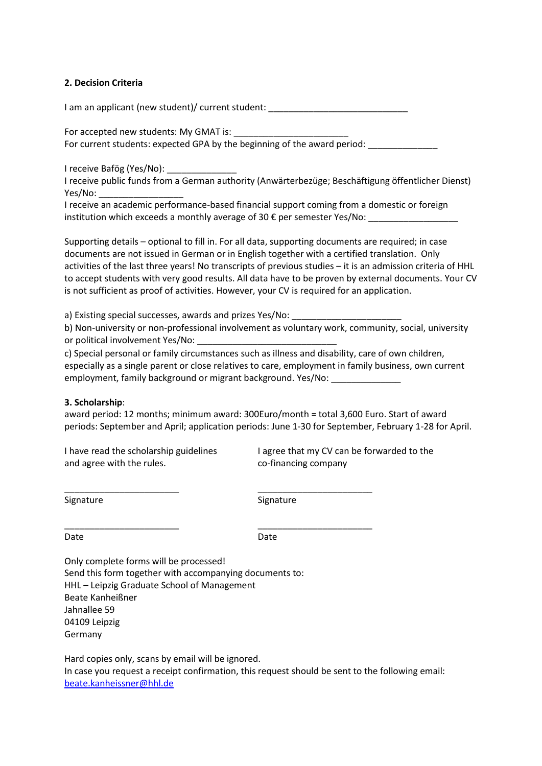**2. Decision Criteria**

I am an applicant (new student)/ current student: ____________________________

For accepted new students: My GMAT is: _______________________
For current students: expected GPA by the beginning of the award period: ______________

I receive Bafög (Yes/No): ______________
I receive public funds from a German authority (Anwärterbezüge; Beschäftigung öffentlicher Dienst) Yes/No: _________________
I receive an academic performance-based financial support coming from a domestic or foreign institution which exceeds a monthly average of 30 € per semester Yes/No: __________________

Supporting details – optional to fill in. For all data, supporting documents are required; in case documents are not issued in German or in English together with a certified translation. Only activities of the last three years! No transcripts of previous studies – it is an admission criteria of HHL to accept students with very good results. All data have to be proven by external documents. Your CV is not sufficient as proof of activities. However, your CV is required for an application.

a) Existing special successes, awards and prizes Yes/No: ______________________
b) Non-university or non-professional involvement as voluntary work, community, social, university or political involvement Yes/No: ____________________________
c) Special personal or family circumstances such as illness and disability, care of own children, especially as a single parent or close relatives to care, employment in family business, own current employment, family background or migrant background. Yes/No: ______________

**3. Scholarship**:
award period: 12 months; minimum award: 300Euro/month = total 3,600 Euro. Start of award periods: September and April; application periods: June 1-30 for September, February 1-28 for April.

I have read the scholarship guidelines and agree with the rules.

_______________________
Signature

_______________________
Date

I agree that my CV can be forwarded to the co-financing company

_______________________
Signature

_______________________
Date

Only complete forms will be processed!
Send this form together with accompanying documents to:
HHL – Leipzig Graduate School of Management
Beate Kanheißner
Jahnallee 59
04109 Leipzig
Germany

Hard copies only, scans by email will be ignored.
In case you request a receipt confirmation, this request should be sent to the following email: beate.kanheissner@hhl.de